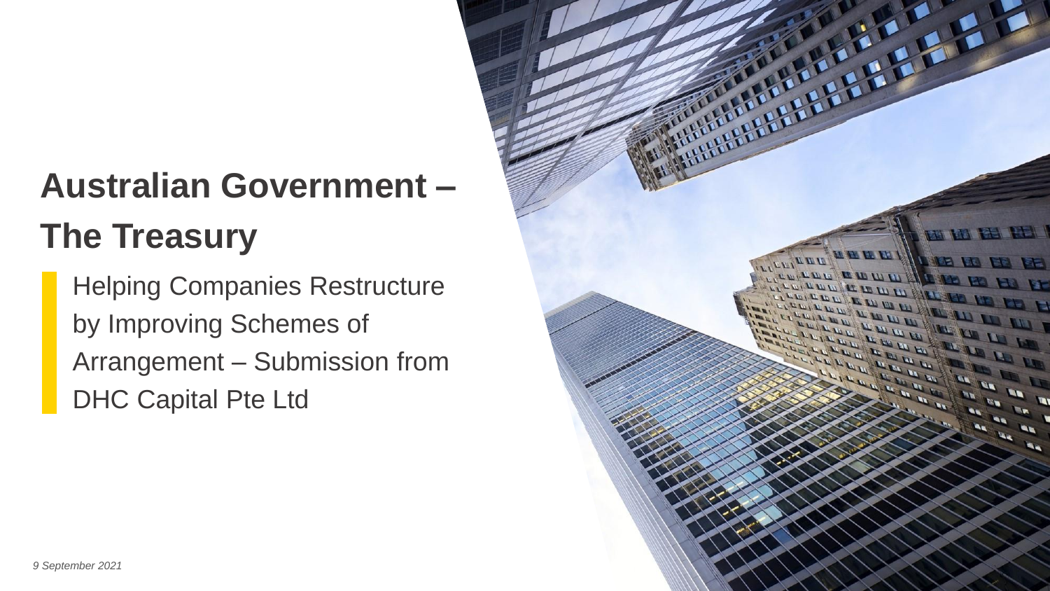# Australian Government – The Treasury

Helping Companies Restructure by Improving Schemes of Arrangement – Submission from DHC Capital Pte Ltd

*9 September 2021*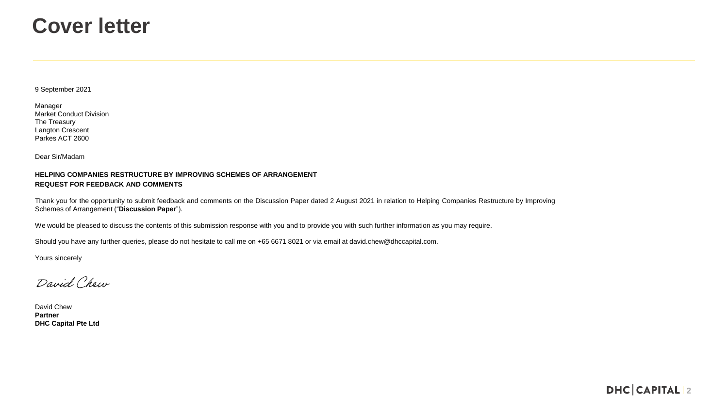# Cover letter

9 September 2021

Manager
Market Conduct Division
The Treasury
Langton Crescent
Parkes ACT 2600

Dear Sir/Madam

**HELPING COMPANIES RESTRUCTURE BY IMPROVING SCHEMES OF ARRANGEMENT**
**REQUEST FOR FEEDBACK AND COMMENTS**

Thank you for the opportunity to submit feedback and comments on the Discussion Paper dated 2 August 2021 in relation to Helping Companies Restructure by Improving Schemes of Arrangement ("**Discussion Paper**").

We would be pleased to discuss the contents of this submission response with you and to provide you with such further information as you may require.

Should you have any further queries, please do not hesitate to call me on +65 6671 8021 or via email at david.chew@dhccapital.com.

Yours sincerely

*David Chew*

David Chew
**Partner**
**DHC Capital Pte Ltd**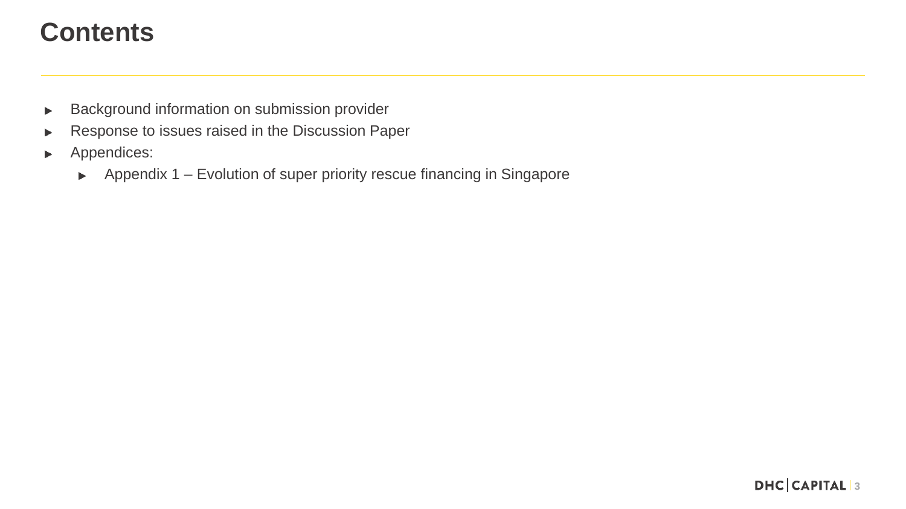# Contents

- Background information on submission provider
- Response to issues raised in the Discussion Paper
- Appendices:
  - Appendix 1 – Evolution of super priority rescue financing in Singapore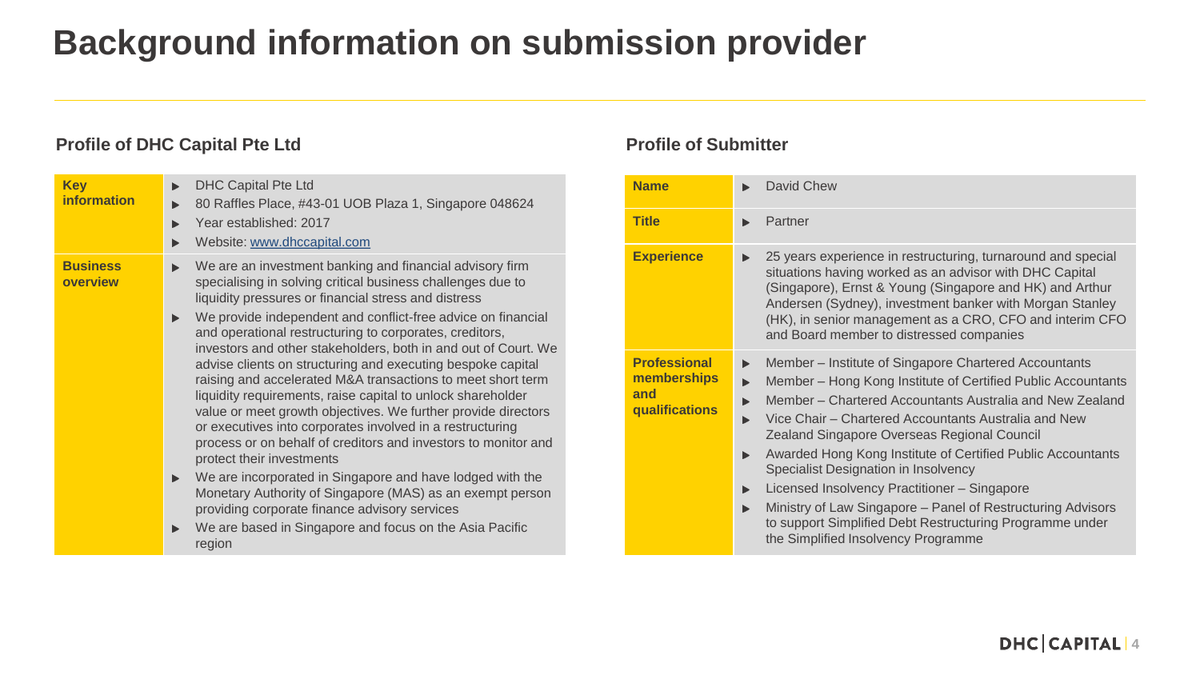# Background information on submission provider

## Profile of DHC Capital Pte Ltd

| | |
|---|---|
| **Key information** | ▶ DHC Capital Pte Ltd<br>▶ 80 Raffles Place, #43-01 UOB Plaza 1, Singapore 048624<br>▶ Year established: 2017<br>▶ Website: [www.dhccapital.com](http://www.dhccapital.com) |
| **Business overview** | ▶ We are an investment banking and financial advisory firm specialising in solving critical business challenges due to liquidity pressures or financial stress and distress<br>▶ We provide independent and conflict-free advice on financial and operational restructuring to corporates, creditors, investors and other stakeholders, both in and out of Court. We advise clients on structuring and executing bespoke capital raising and accelerated M&A transactions to meet short term liquidity requirements, raise capital to unlock shareholder value or meet growth objectives. We further provide directors or executives into corporates involved in a restructuring process or on behalf of creditors and investors to monitor and protect their investments<br>▶ We are incorporated in Singapore and have lodged with the Monetary Authority of Singapore (MAS) as an exempt person providing corporate finance advisory services<br>▶ We are based in Singapore and focus on the Asia Pacific region |

## Profile of Submitter

| | |
|---|---|
| **Name** | ▶ David Chew |
| **Title** | ▶ Partner |
| **Experience** | ▶ 25 years experience in restructuring, turnaround and special situations having worked as an advisor with DHC Capital (Singapore), Ernst & Young (Singapore and HK) and Arthur Andersen (Sydney), investment banker with Morgan Stanley (HK), in senior management as a CRO, CFO and interim CFO and Board member to distressed companies |
| **Professional memberships and qualifications** | ▶ Member – Institute of Singapore Chartered Accountants<br>▶ Member – Hong Kong Institute of Certified Public Accountants<br>▶ Member – Chartered Accountants Australia and New Zealand<br>▶ Vice Chair – Chartered Accountants Australia and New Zealand Singapore Overseas Regional Council<br>▶ Awarded Hong Kong Institute of Certified Public Accountants Specialist Designation in Insolvency<br>▶ Licensed Insolvency Practitioner – Singapore<br>▶ Ministry of Law Singapore – Panel of Restructuring Advisors to support Simplified Debt Restructuring Programme under the Simplified Insolvency Programme |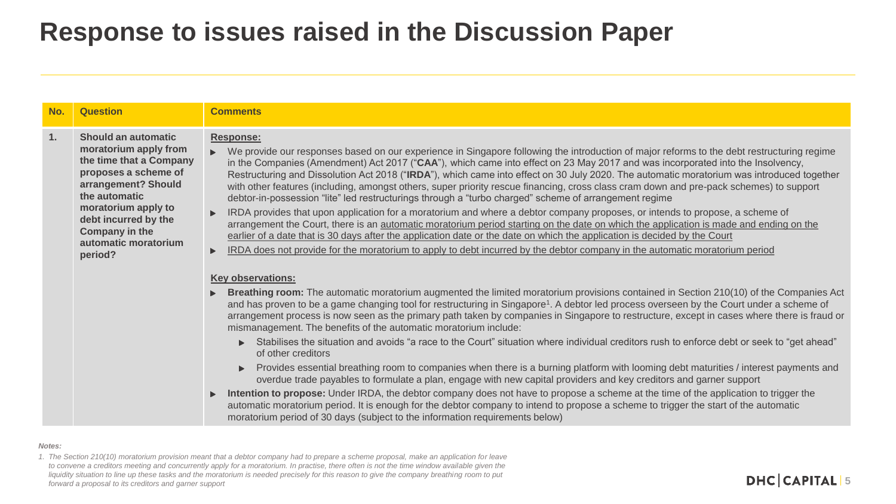# Response to issues raised in the Discussion Paper

| No. | Question | Comments |
|---|---|---|
| 1. | **Should an automatic moratorium apply from the time that a Company proposes a scheme of arrangement? Should the automatic moratorium apply to debt incurred by the Company in the automatic moratorium period?** | <u>**Response:**</u><br>▶ We provide our responses based on our experience in Singapore following the introduction of major reforms to the debt restructuring regime in the Companies (Amendment) Act 2017 ("**CAA**"), which came into effect on 23 May 2017 and was incorporated into the Insolvency, Restructuring and Dissolution Act 2018 ("**IRDA**"), which came into effect on 30 July 2020. The automatic moratorium was introduced together with other features (including, amongst others, super priority rescue financing, cross class cram down and pre-pack schemes) to support debtor-in-possession "lite" led restructurings through a "turbo charged" scheme of arrangement regime<br>▶ IRDA provides that upon application for a moratorium and where a debtor company proposes, or intends to propose, a scheme of arrangement the Court, there is an <u>automatic moratorium period starting on the date on which the application is made and ending on the earlier of a date that is 30 days after the application date or the date on which the application is decided by the Court</u><br>▶ <u>IRDA does not provide for the moratorium to apply to debt incurred by the debtor company in the automatic moratorium period</u><br><br><u>**Key observations:**</u><br>▶ **Breathing room:** The automatic moratorium augmented the limited moratorium provisions contained in Section 210(10) of the Companies Act and has proven to be a game changing tool for restructuring in Singapore[1]. A debtor led process overseen by the Court under a scheme of arrangement process is now seen as the primary path taken by companies in Singapore to restructure, except in cases where there is fraud or mismanagement. The benefits of the automatic moratorium include:<br>&nbsp;&nbsp;&nbsp;&nbsp;▶ Stabilises the situation and avoids "a race to the Court" situation where individual creditors rush to enforce debt or seek to "get ahead" of other creditors<br>&nbsp;&nbsp;&nbsp;&nbsp;▶ Provides essential breathing room to companies when there is a burning platform with looming debt maturities / interest payments and overdue trade payables to formulate a plan, engage with new capital providers and key creditors and garner support<br>▶ **Intention to propose:** Under IRDA, the debtor company does not have to propose a scheme at the time of the application to trigger the automatic moratorium period. It is enough for the debtor company to intend to propose a scheme to trigger the start of the automatic moratorium period of 30 days (subject to the information requirements below) |

*Notes:*

*1. The Section 210(10) moratorium provision meant that a debtor company had to prepare a scheme proposal, make an application for leave to convene a creditors meeting and concurrently apply for a moratorium. In practise, there often is not the time window available given the liquidity situation to line up these tasks and the moratorium is needed precisely for this reason to give the company breathing room to put forward a proposal to its creditors and garner support*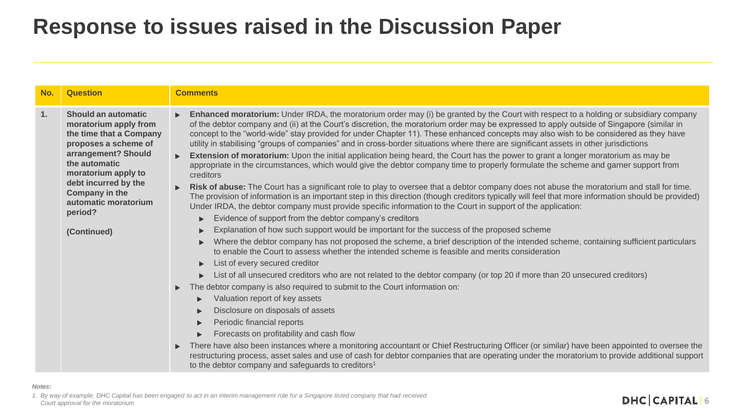# Response to issues raised in the Discussion Paper

| No. | Question | Comments |
|---|---|---|
| 1. | **Should an automatic moratorium apply from the time that a Company proposes a scheme of arrangement? Should the automatic moratorium apply to debt incurred by the Company in the automatic moratorium period?**<br><br>**(Continued)** | ▸ **Enhanced moratorium:** Under IRDA, the moratorium order may (i) be granted by the Court with respect to a holding or subsidiary company of the debtor company and (ii) at the Court's discretion, the moratorium order may be expressed to apply outside of Singapore (similar in concept to the "world-wide" stay provided for under Chapter 11). These enhanced concepts may also wish to be considered as they have utility in stabilising "groups of companies" and in cross-border situations where there are significant assets in other jurisdictions<br>▸ **Extension of moratorium:** Upon the initial application being heard, the Court has the power to grant a longer moratorium as may be appropriate in the circumstances, which would give the debtor company time to properly formulate the scheme and garner support from creditors<br>▸ **Risk of abuse:** The Court has a significant role to play to oversee that a debtor company does not abuse the moratorium and stall for time. The provision of information is an important step in this direction (though creditors typically will feel that more information should be provided) Under IRDA, the debtor company must provide specific information to the Court in support of the application:<br>&nbsp;&nbsp;&nbsp;&nbsp;▸ Evidence of support from the debtor company's creditors<br>&nbsp;&nbsp;&nbsp;&nbsp;▸ Explanation of how such support would be important for the success of the proposed scheme<br>&nbsp;&nbsp;&nbsp;&nbsp;▸ Where the debtor company has not proposed the scheme, a brief description of the intended scheme, containing sufficient particulars to enable the Court to assess whether the intended scheme is feasible and merits consideration<br>&nbsp;&nbsp;&nbsp;&nbsp;▸ List of every secured creditor<br>&nbsp;&nbsp;&nbsp;&nbsp;▸ List of all unsecured creditors who are not related to the debtor company (or top 20 if more than 20 unsecured creditors)<br>▸ The debtor company is also required to submit to the Court information on:<br>&nbsp;&nbsp;&nbsp;&nbsp;▸ Valuation report of key assets<br>&nbsp;&nbsp;&nbsp;&nbsp;▸ Disclosure on disposals of assets<br>&nbsp;&nbsp;&nbsp;&nbsp;▸ Periodic financial reports<br>&nbsp;&nbsp;&nbsp;&nbsp;▸ Forecasts on profitability and cash flow<br>▸ There have also been instances where a monitoring accountant or Chief Restructuring Officer (or similar) have been appointed to oversee the restructuring process, asset sales and use of cash for debtor companies that are operating under the moratorium to provide additional support to the debtor company and safeguards to creditors[1] |

*Notes:*

*1. By way of example, DHC Capital has been engaged to act in an interim management role for a Singapore listed company that had received Court approval for the moratorium*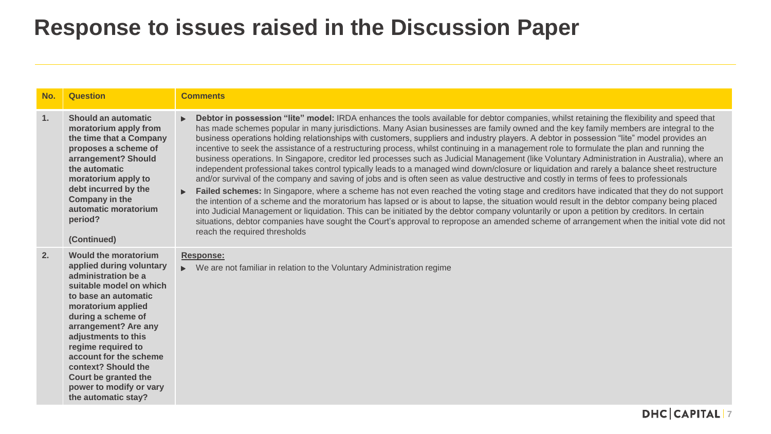# Response to issues raised in the Discussion Paper

| No. | Question | Comments |
|---|---|---|
| 1. | **Should an automatic moratorium apply from the time that a Company proposes a scheme of arrangement? Should the automatic moratorium apply to debt incurred by the Company in the automatic moratorium period?**<br><br>**(Continued)** | ▶ **Debtor in possession "lite" model:** IRDA enhances the tools available for debtor companies, whilst retaining the flexibility and speed that has made schemes popular in many jurisdictions. Many Asian businesses are family owned and the key family members are integral to the business operations holding relationships with customers, suppliers and industry players. A debtor in possession "lite" model provides an incentive to seek the assistance of a restructuring process, whilst continuing in a management role to formulate the plan and running the business operations. In Singapore, creditor led processes such as Judicial Management (like Voluntary Administration in Australia), where an independent professional takes control typically leads to a managed wind down/closure or liquidation and rarely a balance sheet restructure and/or survival of the company and saving of jobs and is often seen as value destructive and costly in terms of fees to professionals<br>▶ **Failed schemes:** In Singapore, where a scheme has not even reached the voting stage and creditors have indicated that they do not support the intention of a scheme and the moratorium has lapsed or is about to lapse, the situation would result in the debtor company being placed into Judicial Management or liquidation. This can be initiated by the debtor company voluntarily or upon a petition by creditors. In certain situations, debtor companies have sought the Court's approval to repropose an amended scheme of arrangement when the initial vote did not reach the required thresholds |
| 2. | **Would the moratorium applied during voluntary administration be a suitable model on which to base an automatic moratorium applied during a scheme of arrangement? Are any adjustments to this regime required to account for the scheme context? Should the Court be granted the power to modify or vary the automatic stay?** | <u>**Response:**</u><br>▶ We are not familiar in relation to the Voluntary Administration regime |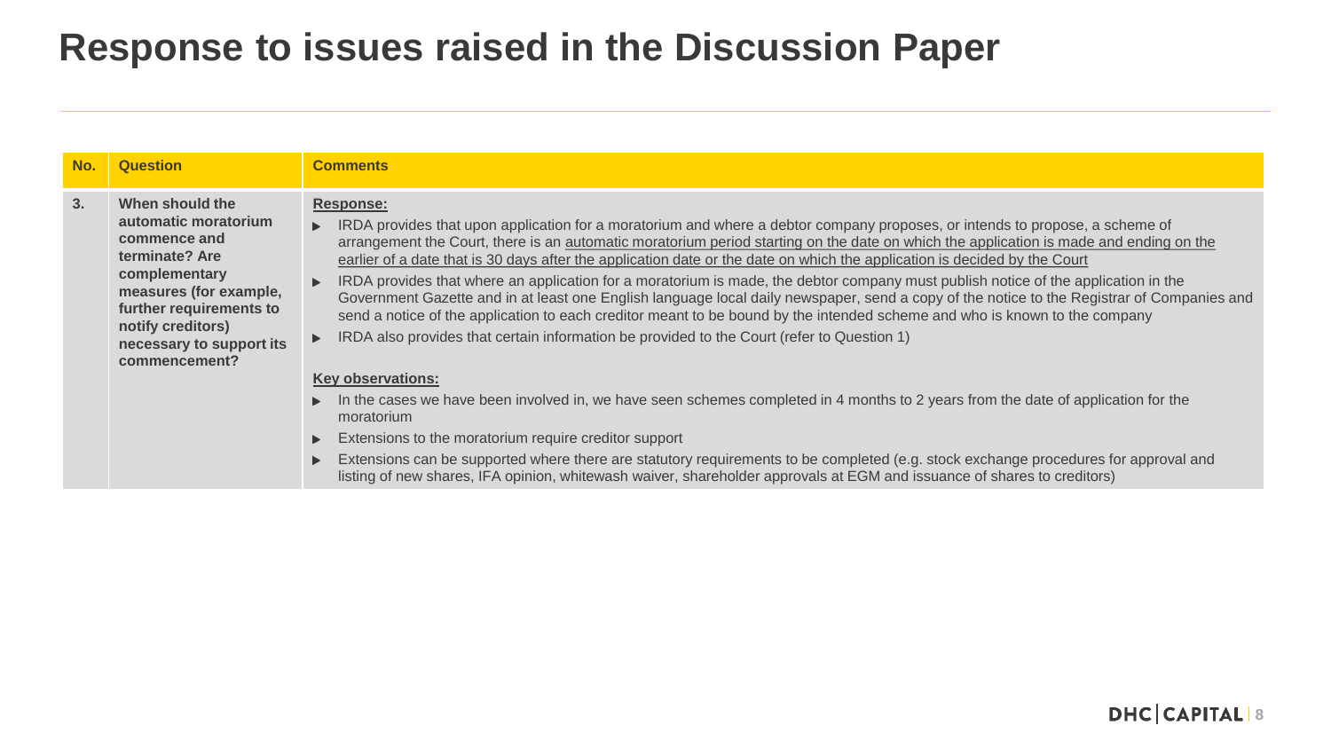# Response to issues raised in the Discussion Paper

| No. | Question | Comments |
|---|---|---|
| **3.** | **When should the automatic moratorium commence and terminate? Are complementary measures (for example, further requirements to notify creditors) necessary to support its commencement?** | **Response:**<br>▶ IRDA provides that upon application for a moratorium and where a debtor company proposes, or intends to propose, a scheme of arrangement the Court, there is an automatic moratorium period starting on the date on which the application is made and ending on the earlier of a date that is 30 days after the application date or the date on which the application is decided by the Court<br>▶ IRDA provides that where an application for a moratorium is made, the debtor company must publish notice of the application in the Government Gazette and in at least one English language local daily newspaper, send a copy of the notice to the Registrar of Companies and send a notice of the application to each creditor meant to be bound by the intended scheme and who is known to the company<br>▶ IRDA also provides that certain information be provided to the Court (refer to Question 1)<br><br>**Key observations:**<br>▶ In the cases we have been involved in, we have seen schemes completed in 4 months to 2 years from the date of application for the moratorium<br>▶ Extensions to the moratorium require creditor support<br>▶ Extensions can be supported where there are statutory requirements to be completed (e.g. stock exchange procedures for approval and listing of new shares, IFA opinion, whitewash waiver, shareholder approvals at EGM and issuance of shares to creditors) |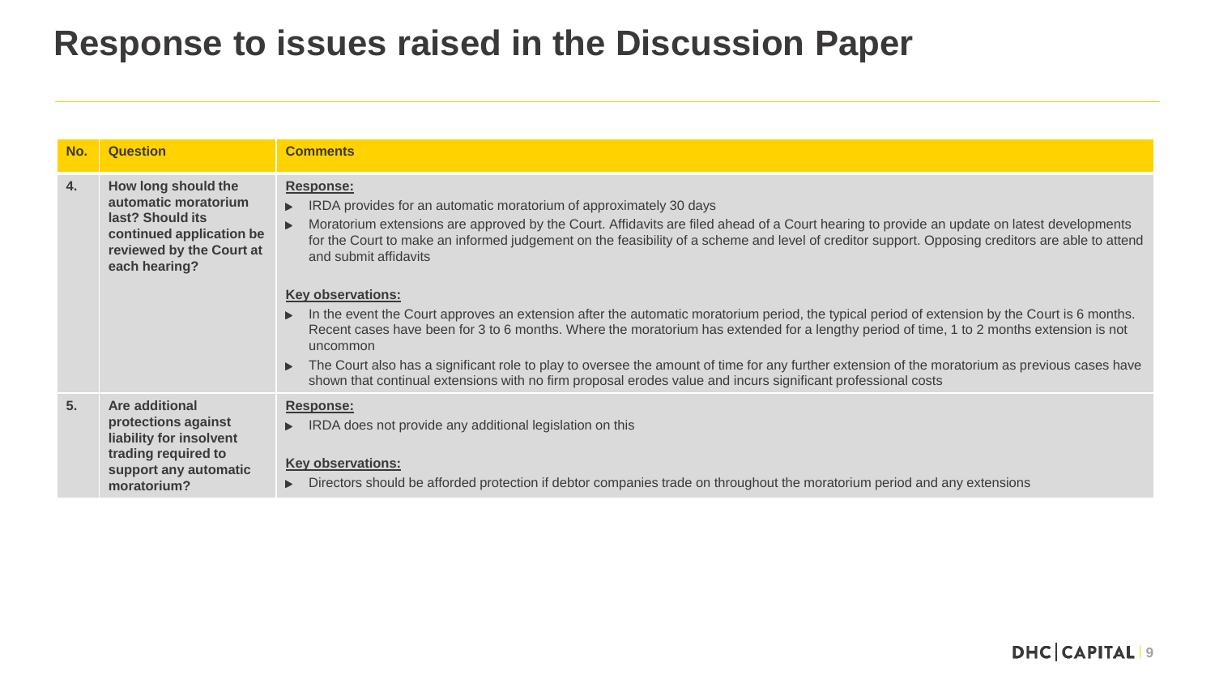# Response to issues raised in the Discussion Paper

| No. | Question | Comments |
| --- | --- | --- |
| **4.** | **How long should the automatic moratorium last? Should its continued application be reviewed by the Court at each hearing?** | **Response:**<br>▸ IRDA provides for an automatic moratorium of approximately 30 days<br>▸ Moratorium extensions are approved by the Court. Affidavits are filed ahead of a Court hearing to provide an update on latest developments for the Court to make an informed judgement on the feasibility of a scheme and level of creditor support. Opposing creditors are able to attend and submit affidavits<br><br>**Key observations:**<br>▸ In the event the Court approves an extension after the automatic moratorium period, the typical period of extension by the Court is 6 months. Recent cases have been for 3 to 6 months. Where the moratorium has extended for a lengthy period of time, 1 to 2 months extension is not uncommon<br>▸ The Court also has a significant role to play to oversee the amount of time for any further extension of the moratorium as previous cases have shown that continual extensions with no firm proposal erodes value and incurs significant professional costs |
| **5.** | **Are additional protections against liability for insolvent trading required to support any automatic moratorium?** | **Response:**<br>▸ IRDA does not provide any additional legislation on this<br><br>**Key observations:**<br>▸ Directors should be afforded protection if debtor companies trade on throughout the moratorium period and any extensions |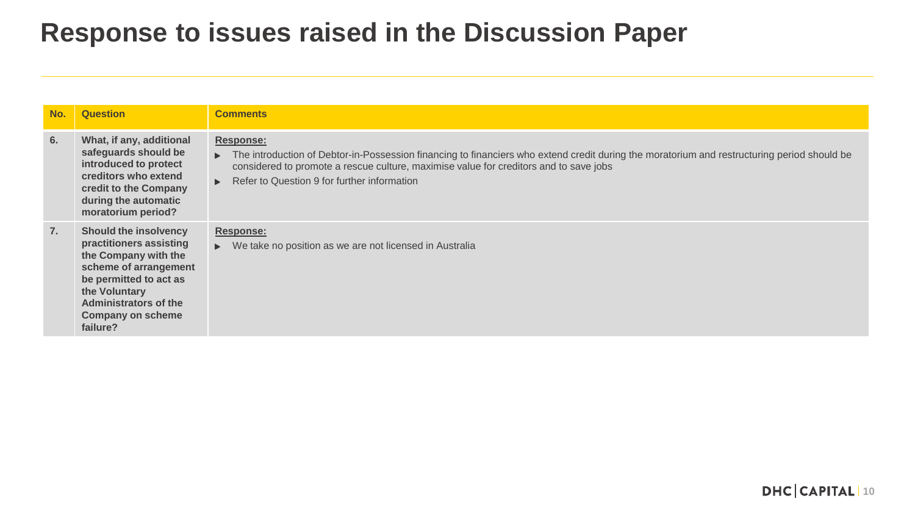# Response to issues raised in the Discussion Paper

| No. | Question | Comments |
|---|---|---|
| 6. | **What, if any, additional safeguards should be introduced to protect creditors who extend credit to the Company during the automatic moratorium period?** | **Response:**<br>▸ The introduction of Debtor-in-Possession financing to financiers who extend credit during the moratorium and restructuring period should be considered to promote a rescue culture, maximise value for creditors and to save jobs<br>▸ Refer to Question 9 for further information |
| 7. | **Should the insolvency practitioners assisting the Company with the scheme of arrangement be permitted to act as the Voluntary Administrators of the Company on scheme failure?** | **Response:**<br>▸ We take no position as we are not licensed in Australia |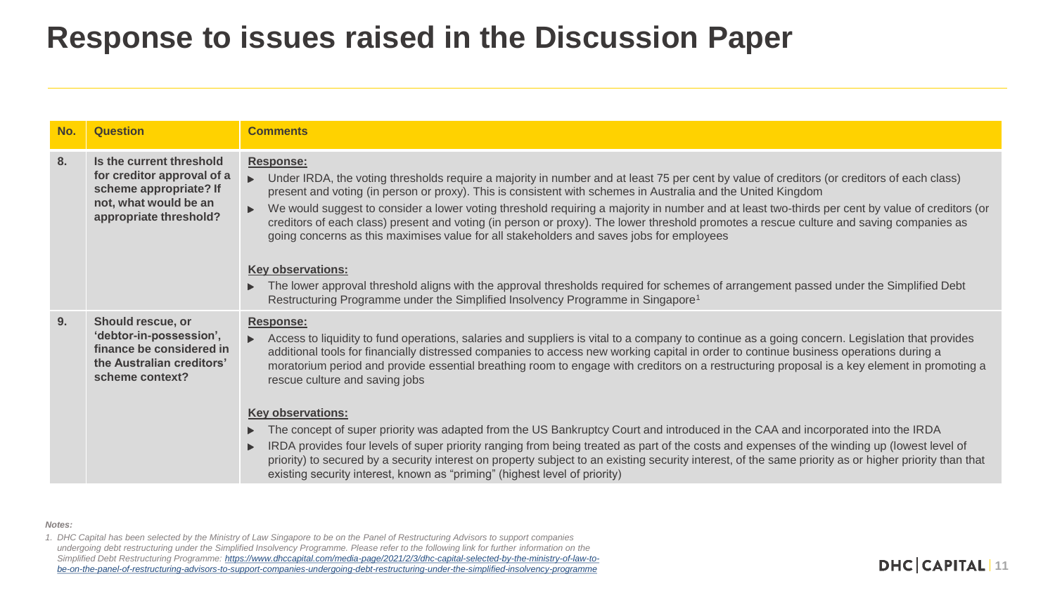# Response to issues raised in the Discussion Paper

| No. | Question | Comments |
|---|---|---|
| 8. | **Is the current threshold for creditor approval of a scheme appropriate? If not, what would be an appropriate threshold?** | **Response:**<br>▶ Under IRDA, the voting thresholds require a majority in number and at least 75 per cent by value of creditors (or creditors of each class) present and voting (in person or proxy). This is consistent with schemes in Australia and the United Kingdom<br>▶ We would suggest to consider a lower voting threshold requiring a majority in number and at least two-thirds per cent by value of creditors (or creditors of each class) present and voting (in person or proxy). The lower threshold promotes a rescue culture and saving companies as going concerns as this maximises value for all stakeholders and saves jobs for employees<br><br>**Key observations:**<br>▶ The lower approval threshold aligns with the approval thresholds required for schemes of arrangement passed under the Simplified Debt Restructuring Programme under the Simplified Insolvency Programme in Singapore[1] |
| 9. | **Should rescue, or 'debtor-in-possession', finance be considered in the Australian creditors' scheme context?** | **Response:**<br>▶ Access to liquidity to fund operations, salaries and suppliers is vital to a company to continue as a going concern. Legislation that provides additional tools for financially distressed companies to access new working capital in order to continue business operations during a moratorium period and provide essential breathing room to engage with creditors on a restructuring proposal is a key element in promoting a rescue culture and saving jobs<br><br>**Key observations:**<br>▶ The concept of super priority was adapted from the US Bankruptcy Court and introduced in the CAA and incorporated into the IRDA<br>▶ IRDA provides four levels of super priority ranging from being treated as part of the costs and expenses of the winding up (lowest level of priority) to secured by a security interest on property subject to an existing security interest, of the same priority as or higher priority than that existing security interest, known as "priming" (highest level of priority) |

*Notes:*

*1. DHC Capital has been selected by the Ministry of Law Singapore to be on the Panel of Restructuring Advisors to support companies undergoing debt restructuring under the Simplified Insolvency Programme. Please refer to the following link for further information on the Simplified Debt Restructuring Programme: https://www.dhccapital.com/media-page/2021/2/3/dhc-capital-selected-by-the-ministry-of-law-to-be-on-the-panel-of-restructuring-advisors-to-support-companies-undergoing-debt-restructuring-under-the-simplified-insolvency-programme*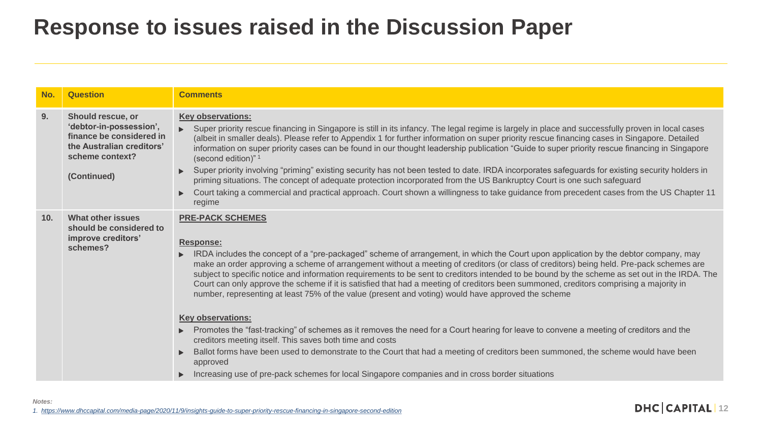# Response to issues raised in the Discussion Paper

| No. | Question | Comments |
|---|---|---|
| 9. | **Should rescue, or 'debtor-in-possession', finance be considered in the Australian creditors' scheme context?**<br><br>**(Continued)** | **Key observations:**<br>▸ Super priority rescue financing in Singapore is still in its infancy. The legal regime is largely in place and successfully proven in local cases (albeit in smaller deals). Please refer to Appendix 1 for further information on super priority rescue financing cases in Singapore. Detailed information on super priority cases can be found in our thought leadership publication "Guide to super priority rescue financing in Singapore (second edition)" [1]<br>▸ Super priority involving "priming" existing security has not been tested to date. IRDA incorporates safeguards for existing security holders in priming situations. The concept of adequate protection incorporated from the US Bankruptcy Court is one such safeguard<br>▸ Court taking a commercial and practical approach. Court shown a willingness to take guidance from precedent cases from the US Chapter 11 regime |
| 10. | **What other issues should be considered to improve creditors' schemes?** | **PRE-PACK SCHEMES**<br><br>**Response:**<br>▸ IRDA includes the concept of a "pre-packaged" scheme of arrangement, in which the Court upon application by the debtor company, may make an order approving a scheme of arrangement without a meeting of creditors (or class of creditors) being held. Pre-pack schemes are subject to specific notice and information requirements to be sent to creditors intended to be bound by the scheme as set out in the IRDA. The Court can only approve the scheme if it is satisfied that had a meeting of creditors been summoned, creditors comprising a majority in number, representing at least 75% of the value (present and voting) would have approved the scheme<br><br>**Key observations:**<br>▸ Promotes the "fast-tracking" of schemes as it removes the need for a Court hearing for leave to convene a meeting of creditors and the creditors meeting itself. This saves both time and costs<br>▸ Ballot forms have been used to demonstrate to the Court that had a meeting of creditors been summoned, the scheme would have been approved<br>▸ Increasing use of pre-pack schemes for local Singapore companies and in cross border situations |

*Notes:*

1. https://www.dhccapital.com/media-page/2020/11/9/insights-guide-to-super-priority-rescue-financing-in-singapore-second-edition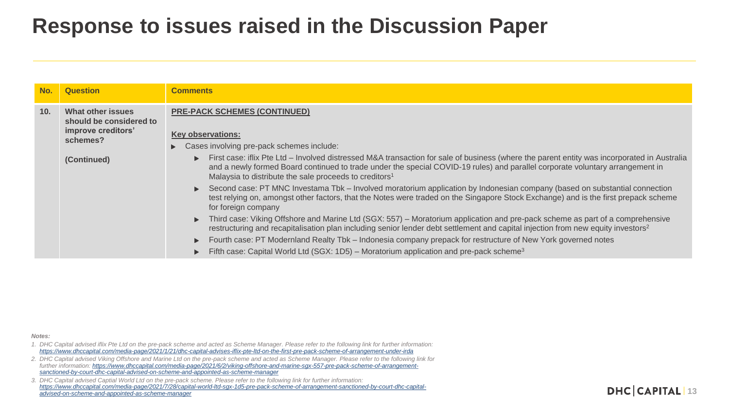# Response to issues raised in the Discussion Paper

| No. | Question | Comments |
| --- | --- | --- |
| 10. | **What other issues should be considered to improve creditors' schemes?**<br><br>**(Continued)** | **PRE-PACK SCHEMES (CONTINUED)**<br><br>**Key observations:**<br>▸ Cases involving pre-pack schemes include:<br>&nbsp;&nbsp;▸ First case: iflix Pte Ltd – Involved distressed M&A transaction for sale of business (where the parent entity was incorporated in Australia and a newly formed Board continued to trade under the special COVID-19 rules) and parallel corporate voluntary arrangement in Malaysia to distribute the sale proceeds to creditors[1]<br>&nbsp;&nbsp;▸ Second case: PT MNC Investama Tbk – Involved moratorium application by Indonesian company (based on substantial connection test relying on, amongst other factors, that the Notes were traded on the Singapore Stock Exchange) and is the first prepack scheme for foreign company<br>&nbsp;&nbsp;▸ Third case: Viking Offshore and Marine Ltd (SGX: 557) – Moratorium application and pre-pack scheme as part of a comprehensive restructuring and recapitalisation plan including senior lender debt settlement and capital injection from new equity investors[2]<br>&nbsp;&nbsp;▸ Fourth case: PT Modernland Realty Tbk – Indonesia company prepack for restructure of New York governed notes<br>&nbsp;&nbsp;▸ Fifth case: Capital World Ltd (SGX: 1D5) – Moratorium application and pre-pack scheme[3] |

*Notes:*

1. *DHC Capital advised iflix Pte Ltd on the pre-pack scheme and acted as Scheme Manager. Please refer to the following link for further information: https://www.dhccapital.com/media-page/2021/1/21/dhc-capital-advises-iflix-pte-ltd-on-the-first-pre-pack-scheme-of-arrangement-under-irda*
2. *DHC Capital advised Viking Offshore and Marine Ltd on the pre-pack scheme and acted as Scheme Manager. Please refer to the following link for further information: https://www.dhccapital.com/media-page/2021/6/2/viking-offshore-and-marine-sgx-557-pre-pack-scheme-of-arrangement-sanctioned-by-court-dhc-capital-advised-on-scheme-and-appointed-as-scheme-manager*
3. *DHC Capital advised Captial World Ltd on the pre-pack scheme. Please refer to the following link for further information: https://www.dhccapital.com/media-page/2021/7/28/capital-world-ltd-sgx-1d5-pre-pack-scheme-of-arrangement-sanctioned-by-court-dhc-capital-advised-on-scheme-and-appointed-as-scheme-manager*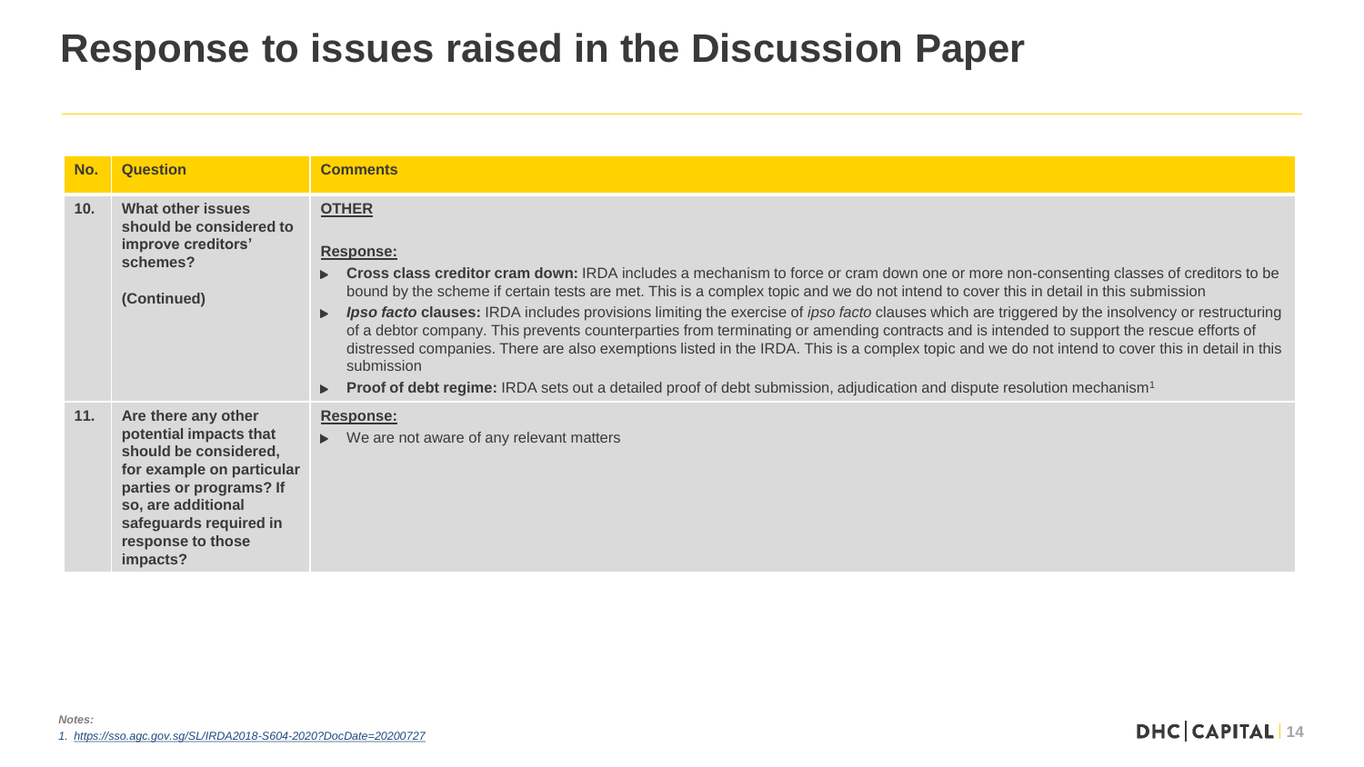# Response to issues raised in the Discussion Paper

| No. | Question | Comments |
|---|---|---|
| **10.** | **What other issues should be considered to improve creditors' schemes?**<br><br>**(Continued)** | **OTHER**<br><br>**Response:**<br>▸ **Cross class creditor cram down:** IRDA includes a mechanism to force or cram down one or more non-consenting classes of creditors to be bound by the scheme if certain tests are met. This is a complex topic and we do not intend to cover this in detail in this submission<br>▸ ***Ipso facto* clauses:** IRDA includes provisions limiting the exercise of *ipso facto* clauses which are triggered by the insolvency or restructuring of a debtor company. This prevents counterparties from terminating or amending contracts and is intended to support the rescue efforts of distressed companies. There are also exemptions listed in the IRDA. This is a complex topic and we do not intend to cover this in detail in this submission<br>▸ **Proof of debt regime:** IRDA sets out a detailed proof of debt submission, adjudication and dispute resolution mechanism[1] |
| **11.** | **Are there any other potential impacts that should be considered, for example on particular parties or programs? If so, are additional safeguards required in response to those impacts?** | **Response:**<br>▸ We are not aware of any relevant matters |

*Notes:*

1. https://sso.agc.gov.sg/SL/IRDA2018-S604-2020?DocDate=20200727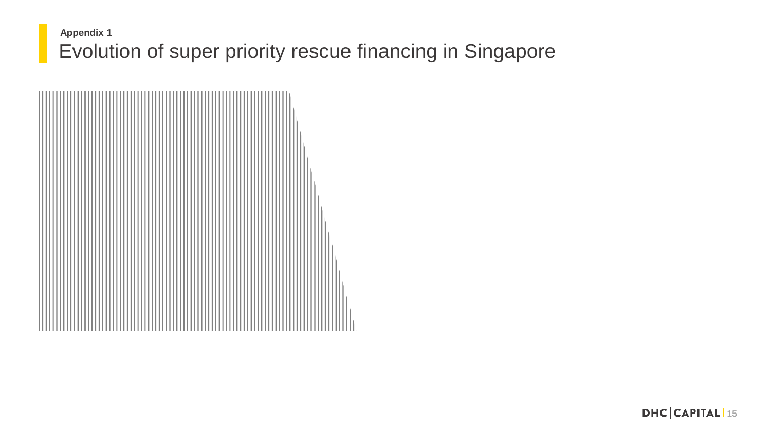**Appendix 1**

# Evolution of super priority rescue financing in Singapore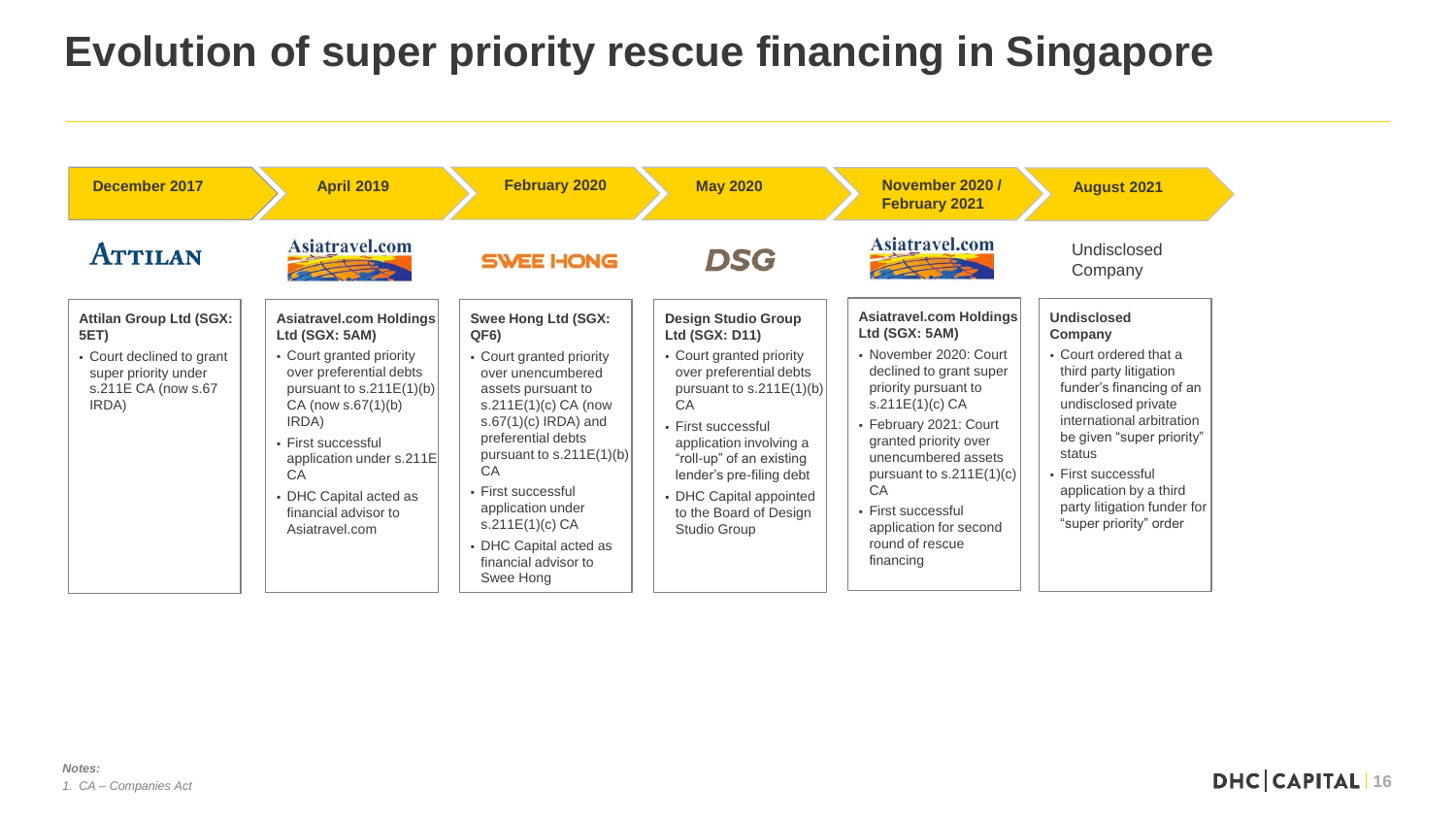# Evolution of super priority rescue financing in Singapore

## December 2017 — Attilan

**Attilan Group Ltd (SGX: 5ET)**

- Court declined to grant super priority under s.211E CA (now s.67 IRDA)

## April 2019 — Asiatravel.com

**Asiatravel.com Holdings Ltd (SGX: 5AM)**

- Court granted priority over preferential debts pursuant to s.211E(1)(b) CA (now s.67(1)(b) IRDA)
- First successful application under s.211E CA
- DHC Capital acted as financial advisor to Asiatravel.com

## February 2020 — Swee Hong

**Swee Hong Ltd (SGX: QF6)**

- Court granted priority over unencumbered assets pursuant to s.211E(1)(c) CA (now s.67(1)(c) IRDA) and preferential debts pursuant to s.211E(1)(b) CA
- First successful application under s.211E(1)(c) CA
- DHC Capital acted as financial advisor to Swee Hong

## May 2020 — DSG

**Design Studio Group Ltd (SGX: D11)**

- Court granted priority over preferential debts pursuant to s.211E(1)(b) CA
- First successful application involving a "roll-up" of an existing lender's pre-filing debt
- DHC Capital appointed to the Board of Design Studio Group

## November 2020 / February 2021 — Asiatravel.com

**Asiatravel.com Holdings Ltd (SGX: 5AM)**

- November 2020: Court declined to grant super priority pursuant to s.211E(1)(c) CA
- February 2021: Court granted priority over unencumbered assets pursuant to s.211E(1)(c) CA
- First successful application for second round of rescue financing

## August 2021 — Undisclosed Company

**Undisclosed Company**

- Court ordered that a third party litigation funder's financing of an undisclosed private international arbitration be given "super priority" status
- First successful application by a third party litigation funder for "super priority" order

*Notes:*
*1. CA – Companies Act*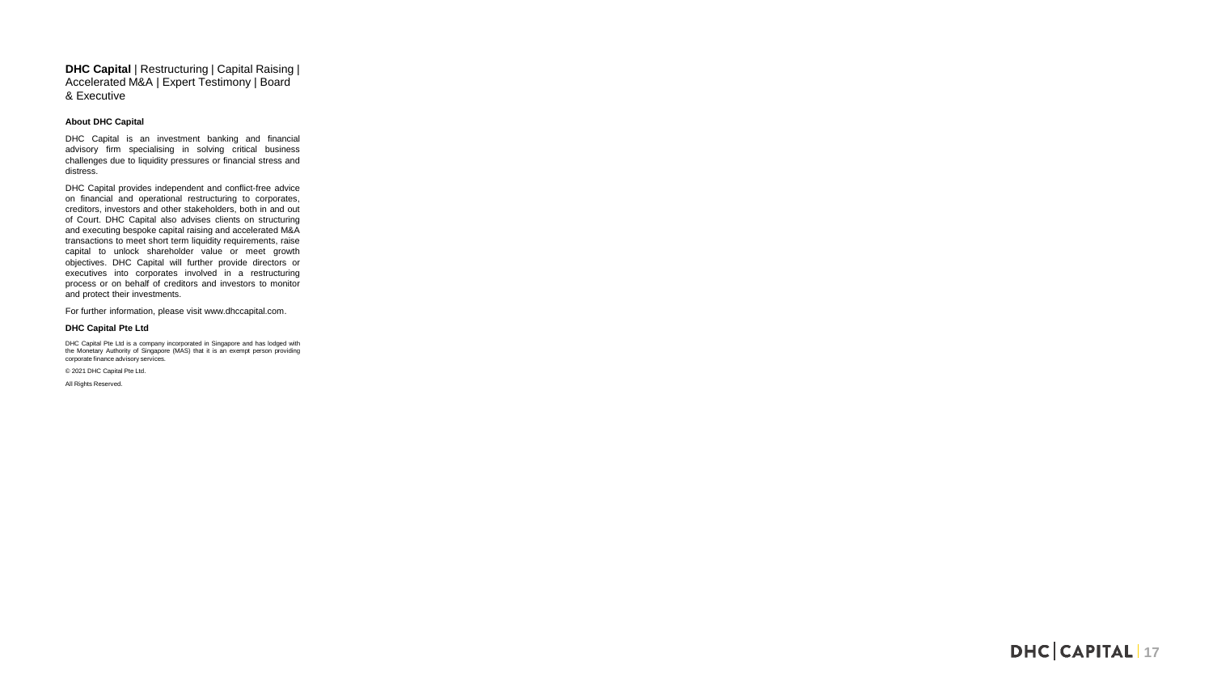**DHC Capital** | Restructuring | Capital Raising | Accelerated M&A | Expert Testimony | Board & Executive

**About DHC Capital**

DHC Capital is an investment banking and financial advisory firm specialising in solving critical business challenges due to liquidity pressures or financial stress and distress.

DHC Capital provides independent and conflict-free advice on financial and operational restructuring to corporates, creditors, investors and other stakeholders, both in and out of Court. DHC Capital also advises clients on structuring and executing bespoke capital raising and accelerated M&A transactions to meet short term liquidity requirements, raise capital to unlock shareholder value or meet growth objectives. DHC Capital will further provide directors or executives into corporates involved in a restructuring process or on behalf of creditors and investors to monitor and protect their investments.

For further information, please visit www.dhccapital.com.

**DHC Capital Pte Ltd**

DHC Capital Pte Ltd is a company incorporated in Singapore and has lodged with the Monetary Authority of Singapore (MAS) that it is an exempt person providing corporate finance advisory services.

© 2021 DHC Capital Pte Ltd.

All Rights Reserved.